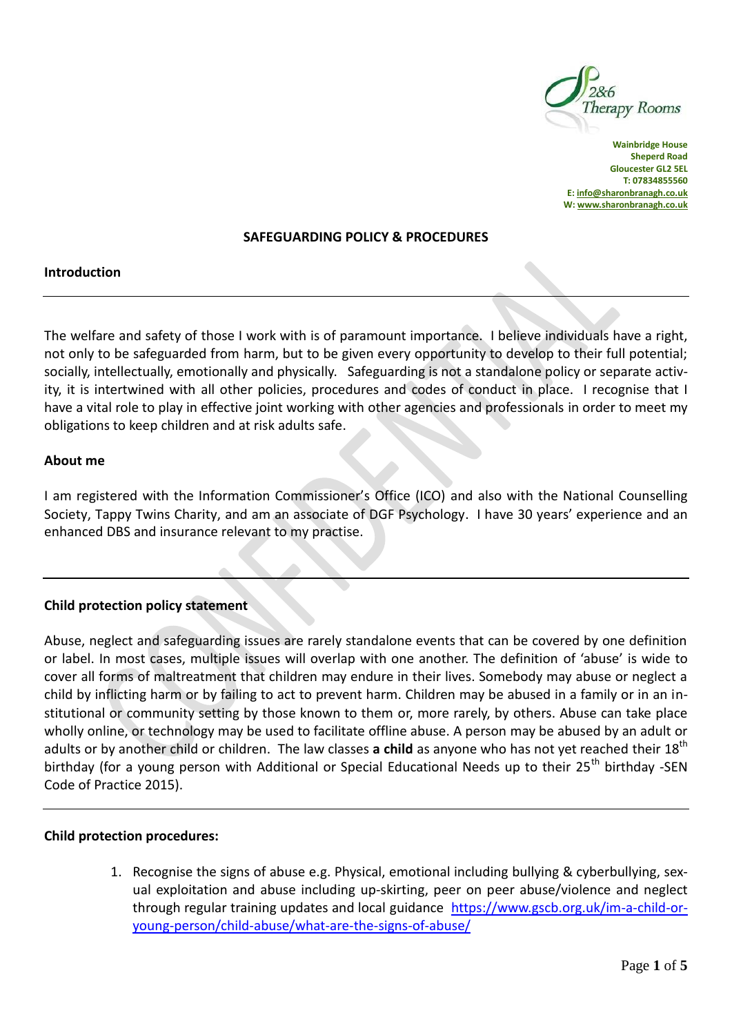Wainbridge House
Sheperd Road
Gloucester GL2 5EL
T: 07834855560
E: info@sharonbranagh.co.uk
W: www.sharonbranagh.co.uk

# SAFEGUARDING POLICY & PROCEDURES

## Introduction

The welfare and safety of those I work with is of paramount importance. I believe individuals have a right, not only to be safeguarded from harm, but to be given every opportunity to develop to their full potential; socially, intellectually, emotionally and physically. Safeguarding is not a standalone policy or separate activity, it is intertwined with all other policies, procedures and codes of conduct in place. I recognise that I have a vital role to play in effective joint working with other agencies and professionals in order to meet my obligations to keep children and at risk adults safe.

## About me

I am registered with the Information Commissioner's Office (ICO) and also with the National Counselling Society, Tappy Twins Charity, and am an associate of DGF Psychology. I have 30 years' experience and an enhanced DBS and insurance relevant to my practise.

## Child protection policy statement

Abuse, neglect and safeguarding issues are rarely standalone events that can be covered by one definition or label. In most cases, multiple issues will overlap with one another. The definition of 'abuse' is wide to cover all forms of maltreatment that children may endure in their lives. Somebody may abuse or neglect a child by inflicting harm or by failing to act to prevent harm. Children may be abused in a family or in an institutional or community setting by those known to them or, more rarely, by others. Abuse can take place wholly online, or technology may be used to facilitate offline abuse. A person may be abused by an adult or adults or by another child or children. The law classes **a child** as anyone who has not yet reached their 18th birthday (for a young person with Additional or Special Educational Needs up to their 25th birthday -SEN Code of Practice 2015).

## Child protection procedures:

1. Recognise the signs of abuse e.g. Physical, emotional including bullying & cyberbullying, sexual exploitation and abuse including up-skirting, peer on peer abuse/violence and neglect through regular training updates and local guidance https://www.gscb.org.uk/im-a-child-or-young-person/child-abuse/what-are-the-signs-of-abuse/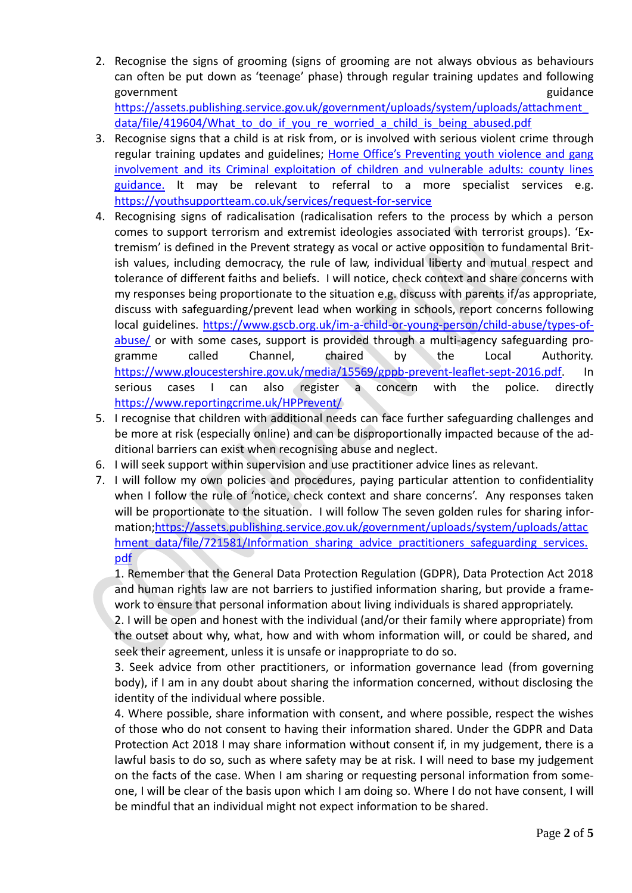2. Recognise the signs of grooming (signs of grooming are not always obvious as behaviours can often be put down as 'teenage' phase) through regular training updates and following government guidance https://assets.publishing.service.gov.uk/government/uploads/system/uploads/attachment_data/file/419604/What_to_do_if_you_re_worried_a_child_is_being_abused.pdf
3. Recognise signs that a child is at risk from, or is involved with serious violent crime through regular training updates and guidelines; Home Office's Preventing youth violence and gang involvement and its Criminal exploitation of children and vulnerable adults: county lines guidance. It may be relevant to referral to a more specialist services e.g. https://youthsupportteam.co.uk/services/request-for-service
4. Recognising signs of radicalisation (radicalisation refers to the process by which a person comes to support terrorism and extremist ideologies associated with terrorist groups). 'Extremism' is defined in the Prevent strategy as vocal or active opposition to fundamental British values, including democracy, the rule of law, individual liberty and mutual respect and tolerance of different faiths and beliefs. I will notice, check context and share concerns with my responses being proportionate to the situation e.g. discuss with parents if/as appropriate, discuss with safeguarding/prevent lead when working in schools, report concerns following local guidelines. https://www.gscb.org.uk/im-a-child-or-young-person/child-abuse/types-of-abuse/ or with some cases, support is provided through a multi-agency safeguarding programme called Channel, chaired by the Local Authority. https://www.gloucestershire.gov.uk/media/15569/gppb-prevent-leaflet-sept-2016.pdf. In serious cases I can also register a concern with the police. directly https://www.reportingcrime.uk/HPPrevent/
5. I recognise that children with additional needs can face further safeguarding challenges and be more at risk (especially online) and can be disproportionally impacted because of the additional barriers can exist when recognising abuse and neglect.
6. I will seek support within supervision and use practitioner advice lines as relevant.
7. I will follow my own policies and procedures, paying particular attention to confidentiality when I follow the rule of 'notice, check context and share concerns'. Any responses taken will be proportionate to the situation. I will follow The seven golden rules for sharing information;https://assets.publishing.service.gov.uk/government/uploads/system/uploads/attachment_data/file/721581/Information_sharing_advice_practitioners_safeguarding_services.pdf

   1. Remember that the General Data Protection Regulation (GDPR), Data Protection Act 2018 and human rights law are not barriers to justified information sharing, but provide a framework to ensure that personal information about living individuals is shared appropriately.

   2. I will be open and honest with the individual (and/or their family where appropriate) from the outset about why, what, how and with whom information will, or could be shared, and seek their agreement, unless it is unsafe or inappropriate to do so.

   3. Seek advice from other practitioners, or information governance lead (from governing body), if I am in any doubt about sharing the information concerned, without disclosing the identity of the individual where possible.

   4. Where possible, share information with consent, and where possible, respect the wishes of those who do not consent to having their information shared. Under the GDPR and Data Protection Act 2018 I may share information without consent if, in my judgement, there is a lawful basis to do so, such as where safety may be at risk. I will need to base my judgement on the facts of the case. When I am sharing or requesting personal information from someone, I will be clear of the basis upon which I am doing so. Where I do not have consent, I will be mindful that an individual might not expect information to be shared.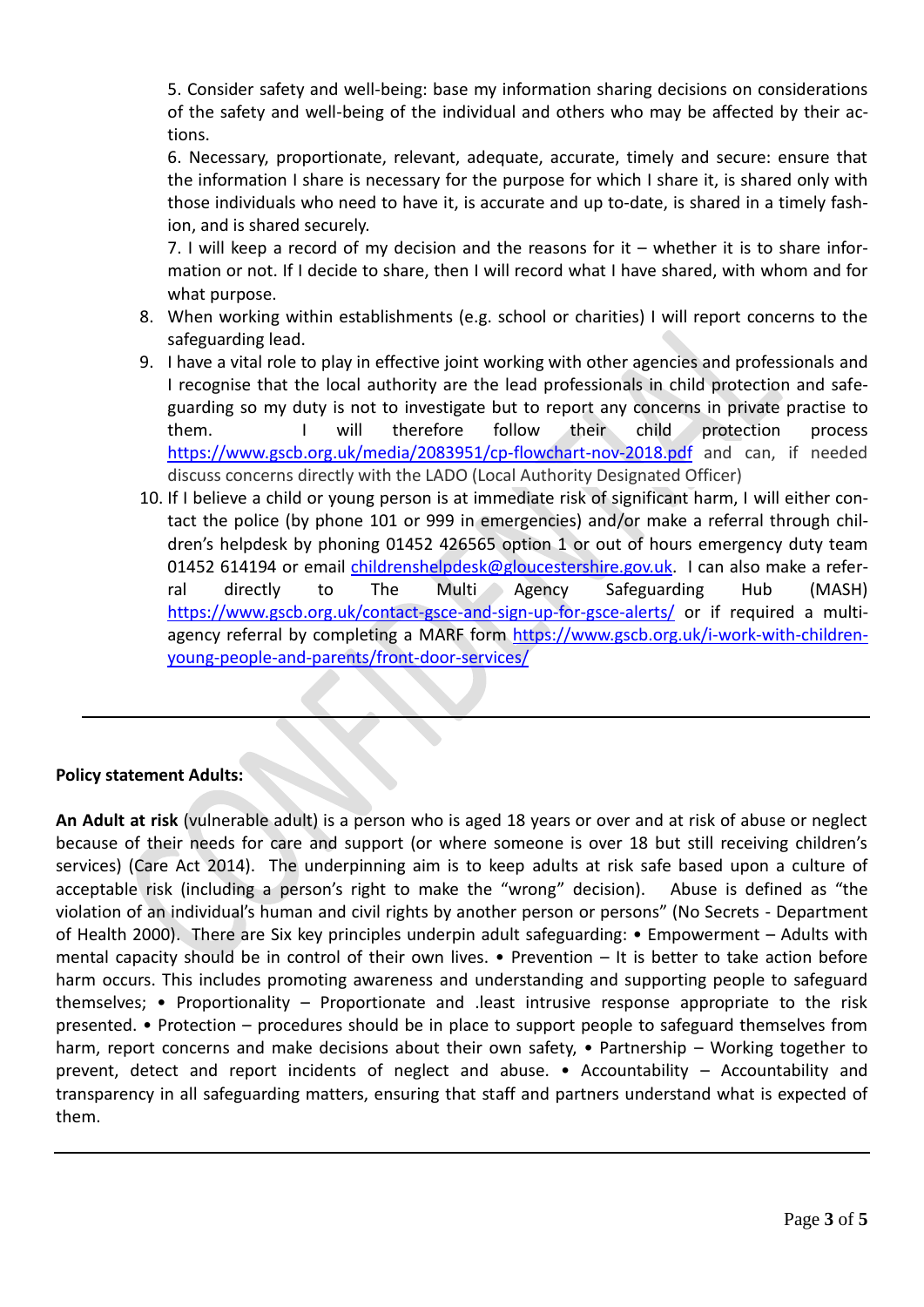5. Consider safety and well-being: base my information sharing decisions on considerations of the safety and well-being of the individual and others who may be affected by their actions.

6. Necessary, proportionate, relevant, adequate, accurate, timely and secure: ensure that the information I share is necessary for the purpose for which I share it, is shared only with those individuals who need to have it, is accurate and up to-date, is shared in a timely fashion, and is shared securely.

7. I will keep a record of my decision and the reasons for it – whether it is to share information or not. If I decide to share, then I will record what I have shared, with whom and for what purpose.

8. When working within establishments (e.g. school or charities) I will report concerns to the safeguarding lead.
9. I have a vital role to play in effective joint working with other agencies and professionals and I recognise that the local authority are the lead professionals in child protection and safeguarding so my duty is not to investigate but to report any concerns in private practise to them. I will therefore follow their child protection process https://www.gscb.org.uk/media/2083951/cp-flowchart-nov-2018.pdf and can, if needed discuss concerns directly with the LADO (Local Authority Designated Officer)
10. If I believe a child or young person is at immediate risk of significant harm, I will either contact the police (by phone 101 or 999 in emergencies) and/or make a referral through children's helpdesk by phoning 01452 426565 option 1 or out of hours emergency duty team 01452 614194 or email childrenshelpdesk@gloucestershire.gov.uk. I can also make a referral directly to The Multi Agency Safeguarding Hub (MASH) https://www.gscb.org.uk/contact-gsce-and-sign-up-for-gsce-alerts/ or if required a multi-agency referral by completing a MARF form https://www.gscb.org.uk/i-work-with-children-young-people-and-parents/front-door-services/

---

**Policy statement Adults:**

**An Adult at risk** (vulnerable adult) is a person who is aged 18 years or over and at risk of abuse or neglect because of their needs for care and support (or where someone is over 18 but still receiving children's services) (Care Act 2014). The underpinning aim is to keep adults at risk safe based upon a culture of acceptable risk (including a person's right to make the "wrong" decision). Abuse is defined as "the violation of an individual's human and civil rights by another person or persons" (No Secrets - Department of Health 2000). There are Six key principles underpin adult safeguarding: • Empowerment – Adults with mental capacity should be in control of their own lives. • Prevention – It is better to take action before harm occurs. This includes promoting awareness and understanding and supporting people to safeguard themselves; • Proportionality – Proportionate and .least intrusive response appropriate to the risk presented. • Protection – procedures should be in place to support people to safeguard themselves from harm, report concerns and make decisions about their own safety, • Partnership – Working together to prevent, detect and report incidents of neglect and abuse. • Accountability – Accountability and transparency in all safeguarding matters, ensuring that staff and partners understand what is expected of them.

---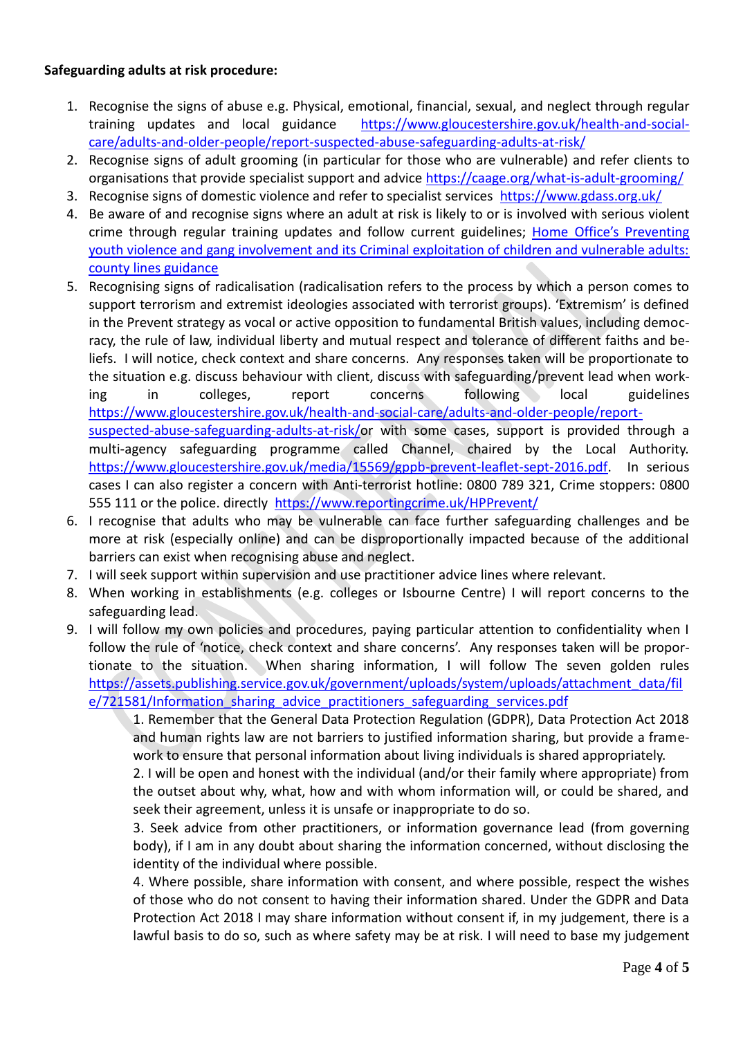**Safeguarding adults at risk procedure:**

1. Recognise the signs of abuse e.g. Physical, emotional, financial, sexual, and neglect through regular training updates and local guidance https://www.gloucestershire.gov.uk/health-and-social-care/adults-and-older-people/report-suspected-abuse-safeguarding-adults-at-risk/
2. Recognise signs of adult grooming (in particular for those who are vulnerable) and refer clients to organisations that provide specialist support and advice https://caage.org/what-is-adult-grooming/
3. Recognise signs of domestic violence and refer to specialist services https://www.gdass.org.uk/
4. Be aware of and recognise signs where an adult at risk is likely to or is involved with serious violent crime through regular training updates and follow current guidelines; Home Office's Preventing youth violence and gang involvement and its Criminal exploitation of children and vulnerable adults: county lines guidance
5. Recognising signs of radicalisation (radicalisation refers to the process by which a person comes to support terrorism and extremist ideologies associated with terrorist groups). 'Extremism' is defined in the Prevent strategy as vocal or active opposition to fundamental British values, including democracy, the rule of law, individual liberty and mutual respect and tolerance of different faiths and beliefs. I will notice, check context and share concerns. Any responses taken will be proportionate to the situation e.g. discuss behaviour with client, discuss with safeguarding/prevent lead when working in colleges, report concerns following local guidelines https://www.gloucestershire.gov.uk/health-and-social-care/adults-and-older-people/report-suspected-abuse-safeguarding-adults-at-risk/or with some cases, support is provided through a multi-agency safeguarding programme called Channel, chaired by the Local Authority. https://www.gloucestershire.gov.uk/media/15569/gppb-prevent-leaflet-sept-2016.pdf. In serious cases I can also register a concern with Anti-terrorist hotline: 0800 789 321, Crime stoppers: 0800 555 111 or the police. directly https://www.reportingcrime.uk/HPPrevent/
6. I recognise that adults who may be vulnerable can face further safeguarding challenges and be more at risk (especially online) and can be disproportionally impacted because of the additional barriers can exist when recognising abuse and neglect.
7. I will seek support within supervision and use practitioner advice lines where relevant.
8. When working in establishments (e.g. colleges or Isbourne Centre) I will report concerns to the safeguarding lead.
9. I will follow my own policies and procedures, paying particular attention to confidentiality when I follow the rule of 'notice, check context and share concerns'. Any responses taken will be proportionate to the situation. When sharing information, I will follow The seven golden rules https://assets.publishing.service.gov.uk/government/uploads/system/uploads/attachment_data/file/721581/Information_sharing_advice_practitioners_safeguarding_services.pdf

    1. Remember that the General Data Protection Regulation (GDPR), Data Protection Act 2018 and human rights law are not barriers to justified information sharing, but provide a framework to ensure that personal information about living individuals is shared appropriately.
    2. I will be open and honest with the individual (and/or their family where appropriate) from the outset about why, what, how and with whom information will, or could be shared, and seek their agreement, unless it is unsafe or inappropriate to do so.
    3. Seek advice from other practitioners, or information governance lead (from governing body), if I am in any doubt about sharing the information concerned, without disclosing the identity of the individual where possible.
    4. Where possible, share information with consent, and where possible, respect the wishes of those who do not consent to having their information shared. Under the GDPR and Data Protection Act 2018 I may share information without consent if, in my judgement, there is a lawful basis to do so, such as where safety may be at risk. I will need to base my judgement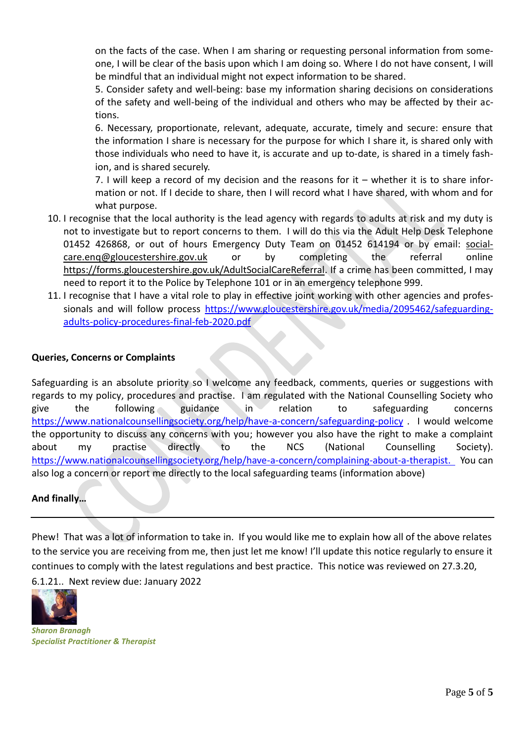on the facts of the case. When I am sharing or requesting personal information from someone, I will be clear of the basis upon which I am doing so. Where I do not have consent, I will be mindful that an individual might not expect information to be shared.

5. Consider safety and well-being: base my information sharing decisions on considerations of the safety and well-being of the individual and others who may be affected by their actions.

6. Necessary, proportionate, relevant, adequate, accurate, timely and secure: ensure that the information I share is necessary for the purpose for which I share it, is shared only with those individuals who need to have it, is accurate and up to-date, is shared in a timely fashion, and is shared securely.

7. I will keep a record of my decision and the reasons for it – whether it is to share information or not. If I decide to share, then I will record what I have shared, with whom and for what purpose.

10. I recognise that the local authority is the lead agency with regards to adults at risk and my duty is not to investigate but to report concerns to them. I will do this via the Adult Help Desk Telephone 01452 426868, or out of hours Emergency Duty Team on 01452 614194 or by email: socialcare.enq@gloucestershire.gov.uk or by completing the referral online https://forms.gloucestershire.gov.uk/AdultSocialCareReferral. If a crime has been committed, I may need to report it to the Police by Telephone 101 or in an emergency telephone 999.
11. I recognise that I have a vital role to play in effective joint working with other agencies and professionals and will follow process https://www.gloucestershire.gov.uk/media/2095462/safeguarding-adults-policy-procedures-final-feb-2020.pdf

**Queries, Concerns or Complaints**

Safeguarding is an absolute priority so I welcome any feedback, comments, queries or suggestions with regards to my policy, procedures and practise. I am regulated with the National Counselling Society who give the following guidance in relation to safeguarding concerns https://www.nationalcounsellingsociety.org/help/have-a-concern/safeguarding-policy . I would welcome the opportunity to discuss any concerns with you; however you also have the right to make a complaint about my practise directly to the NCS (National Counselling Society). https://www.nationalcounsellingsociety.org/help/have-a-concern/complaining-about-a-therapist. You can also log a concern or report me directly to the local safeguarding teams (information above)

**And finally…**

---

Phew! That was a lot of information to take in. If you would like me to explain how all of the above relates to the service you are receiving from me, then just let me know! I'll update this notice regularly to ensure it continues to comply with the latest regulations and best practice. This notice was reviewed on 27.3.20, 6.1.21.. Next review due: January 2022

***Sharon Branagh***
***Specialist Practitioner & Therapist***